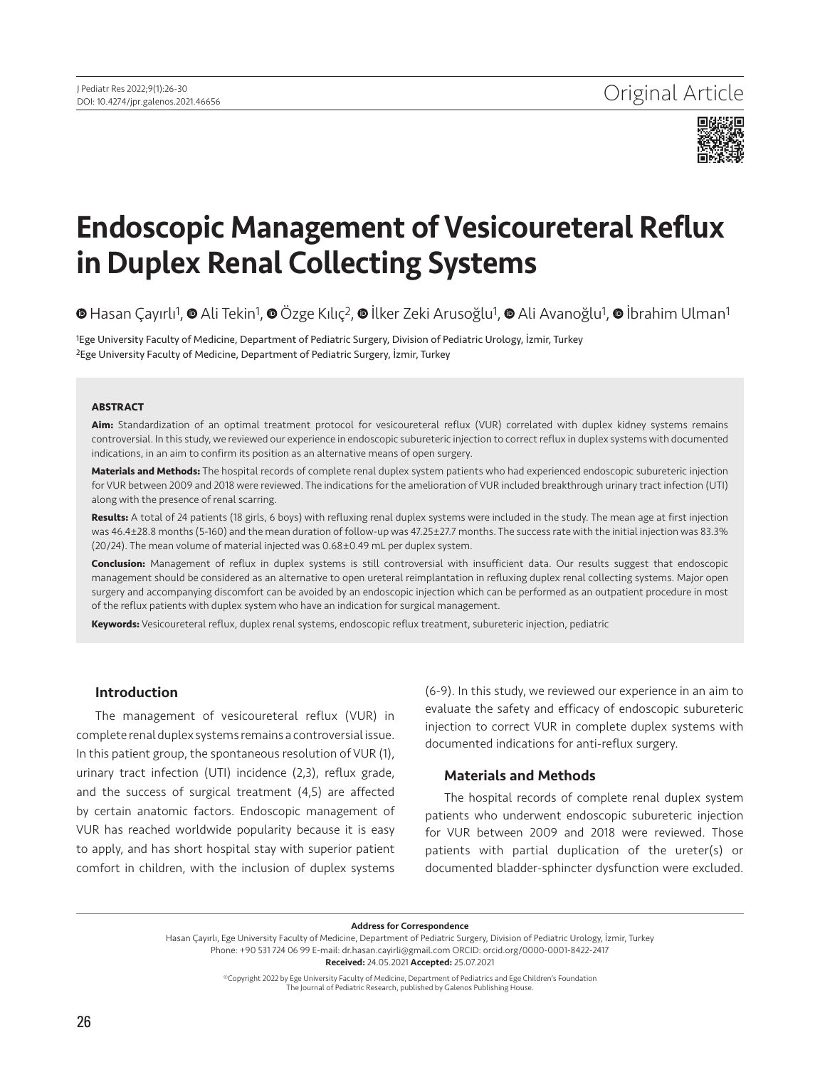Original Article

# Endoscopic Management of Vesicoureteral Reflux in Duplex Renal Collecting Systems

Hasan Çayırlı[1], Ali Tekin[1], Özge Kılıç[2], İlker Zeki Arusoğlu[1], Ali Avanoğlu[1], İbrahim Ulman[1]

[1]Ege University Faculty of Medicine, Department of Pediatric Surgery, Division of Pediatric Urology, İzmir, Turkey
[2]Ege University Faculty of Medicine, Department of Pediatric Surgery, İzmir, Turkey

**ABSTRACT**

**Aim:** Standardization of an optimal treatment protocol for vesicoureteral reflux (VUR) correlated with duplex kidney systems remains controversial. In this study, we reviewed our experience in endoscopic subureteric injection to correct reflux in duplex systems with documented indications, in an aim to confirm its position as an alternative means of open surgery.

**Materials and Methods:** The hospital records of complete renal duplex system patients who had experienced endoscopic subureteric injection for VUR between 2009 and 2018 were reviewed. The indications for the amelioration of VUR included breakthrough urinary tract infection (UTI) along with the presence of renal scarring.

**Results:** A total of 24 patients (18 girls, 6 boys) with refluxing renal duplex systems were included in the study. The mean age at first injection was 46.4±28.8 months (5-160) and the mean duration of follow-up was 47.25±27.7 months. The success rate with the initial injection was 83.3% (20/24). The mean volume of material injected was 0.68±0.49 mL per duplex system.

**Conclusion:** Management of reflux in duplex systems is still controversial with insufficient data. Our results suggest that endoscopic management should be considered as an alternative to open ureteral reimplantation in refluxing duplex renal collecting systems. Major open surgery and accompanying discomfort can be avoided by an endoscopic injection which can be performed as an outpatient procedure in most of the reflux patients with duplex system who have an indication for surgical management.

**Keywords:** Vesicoureteral reflux, duplex renal systems, endoscopic reflux treatment, subureteric injection, pediatric

## Introduction

The management of vesicoureteral reflux (VUR) in complete renal duplex systems remains a controversial issue. In this patient group, the spontaneous resolution of VUR (1), urinary tract infection (UTI) incidence (2,3), reflux grade, and the success of surgical treatment (4,5) are affected by certain anatomic factors. Endoscopic management of VUR has reached worldwide popularity because it is easy to apply, and has short hospital stay with superior patient comfort in children, with the inclusion of duplex systems (6-9). In this study, we reviewed our experience in an aim to evaluate the safety and efficacy of endoscopic subureteric injection to correct VUR in complete duplex systems with documented indications for anti-reflux surgery.

## Materials and Methods

The hospital records of complete renal duplex system patients who underwent endoscopic subureteric injection for VUR between 2009 and 2018 were reviewed. Those patients with partial duplication of the ureter(s) or documented bladder-sphincter dysfunction were excluded.

**Address for Correspondence**
Hasan Çayırlı, Ege University Faculty of Medicine, Department of Pediatric Surgery, Division of Pediatric Urology, İzmir, Turkey
Phone: +90 531 724 06 99 E-mail: dr.hasan.cayirli@gmail.com ORCID: orcid.org/0000-0001-8422-2417
**Received:** 24.05.2021 **Accepted:** 25.07.2021

©Copyright 2022 by Ege University Faculty of Medicine, Department of Pediatrics and Ege Children's Foundation
The Journal of Pediatric Research, published by Galenos Publishing House.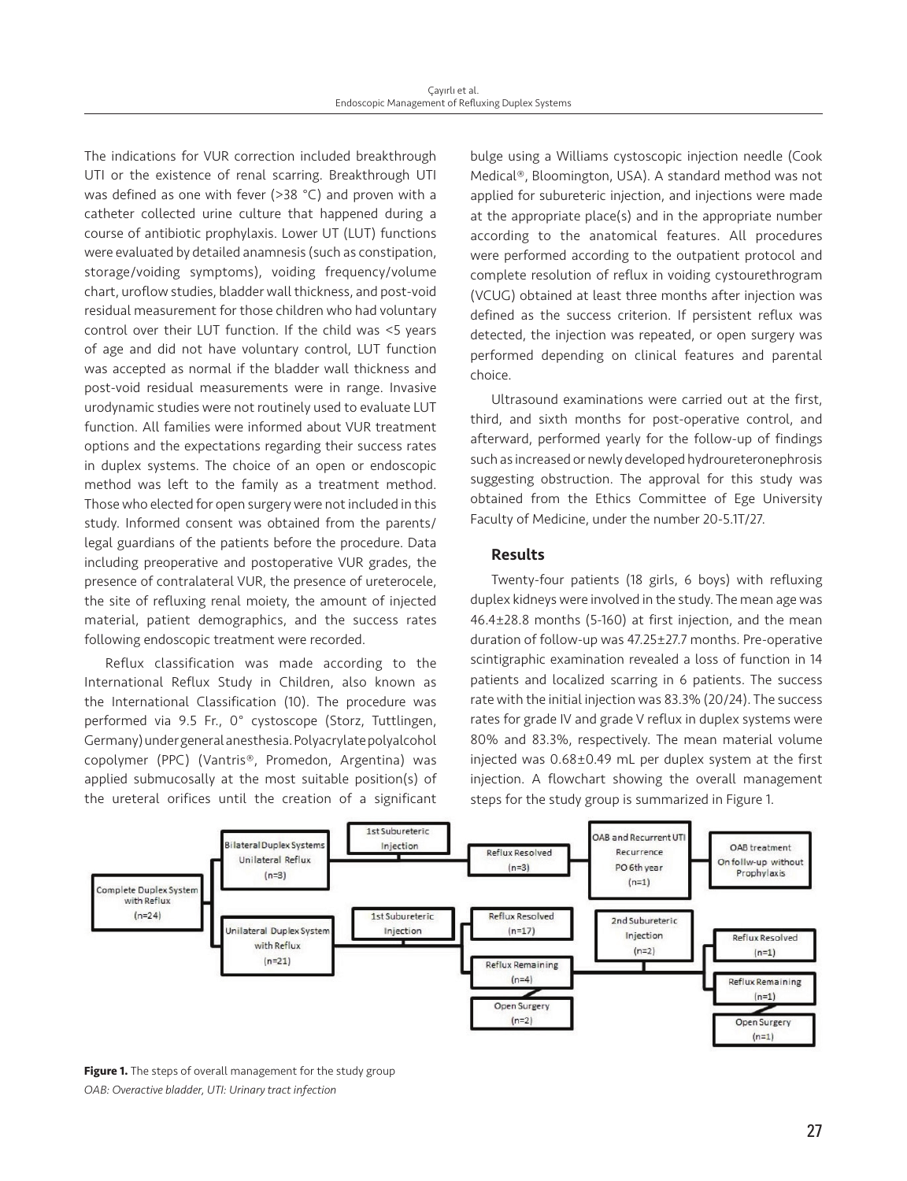The indications for VUR correction included breakthrough UTI or the existence of renal scarring. Breakthrough UTI was defined as one with fever (>38 °C) and proven with a catheter collected urine culture that happened during a course of antibiotic prophylaxis. Lower UT (LUT) functions were evaluated by detailed anamnesis (such as constipation, storage/voiding symptoms), voiding frequency/volume chart, uroflow studies, bladder wall thickness, and post-void residual measurement for those children who had voluntary control over their LUT function. If the child was <5 years of age and did not have voluntary control, LUT function was accepted as normal if the bladder wall thickness and post-void residual measurements were in range. Invasive urodynamic studies were not routinely used to evaluate LUT function. All families were informed about VUR treatment options and the expectations regarding their success rates in duplex systems. The choice of an open or endoscopic method was left to the family as a treatment method. Those who elected for open surgery were not included in this study. Informed consent was obtained from the parents/legal guardians of the patients before the procedure. Data including preoperative and postoperative VUR grades, the presence of contralateral VUR, the presence of ureterocele, the site of refluxing renal moiety, the amount of injected material, patient demographics, and the success rates following endoscopic treatment were recorded.

Reflux classification was made according to the International Reflux Study in Children, also known as the International Classification (10). The procedure was performed via 9.5 Fr., 0° cystoscope (Storz, Tuttlingen, Germany) under general anesthesia. Polyacrylate polyalcohol copolymer (PPC) (Vantris®, Promedon, Argentina) was applied submucosally at the most suitable position(s) of the ureteral orifices until the creation of a significant bulge using a Williams cystoscopic injection needle (Cook Medical®, Bloomington, USA). A standard method was not applied for subureteric injection, and injections were made at the appropriate place(s) and in the appropriate number according to the anatomical features. All procedures were performed according to the outpatient protocol and complete resolution of reflux in voiding cystourethrogram (VCUG) obtained at least three months after injection was defined as the success criterion. If persistent reflux was detected, the injection was repeated, or open surgery was performed depending on clinical features and parental choice.

Ultrasound examinations were carried out at the first, third, and sixth months for post-operative control, and afterward, performed yearly for the follow-up of findings such as increased or newly developed hydroureteronephrosis suggesting obstruction. The approval for this study was obtained from the Ethics Committee of Ege University Faculty of Medicine, under the number 20-5.1T/27.

## Results

Twenty-four patients (18 girls, 6 boys) with refluxing duplex kidneys were involved in the study. The mean age was 46.4±28.8 months (5-160) at first injection, and the mean duration of follow-up was 47.25±27.7 months. Pre-operative scintigraphic examination revealed a loss of function in 14 patients and localized scarring in 6 patients. The success rate with the initial injection was 83.3% (20/24). The success rates for grade IV and grade V reflux in duplex systems were 80% and 83.3%, respectively. The mean material volume injected was 0.68±0.49 mL per duplex system at the first injection. A flowchart showing the overall management steps for the study group is summarized in Figure 1.

Complete Duplex System with Reflux (n=24)

Bilateral Duplex Systems Unilateral Reflux (n=3)

1st Subureteric Injection

Reflux Resolved (n=3)

OAB and Recurrent UTI Recurrence PO 6th year (n=1)

OAB treatment On follw-up without Prophylaxis

Unilateral Duplex System with Reflux (n=21)

1st Subureteric Injection

Reflux Resolved (n=17)

Reflux Remaining (n=4)

Open Surgery (n=2)

2nd Subureteric Injection (n=2)

Reflux Resolved (n=1)

Reflux Remaining (n=1)

Open Surgery (n=1)

**Figure 1.** The steps of overall management for the study group

*OAB: Overactive bladder, UTI: Urinary tract infection*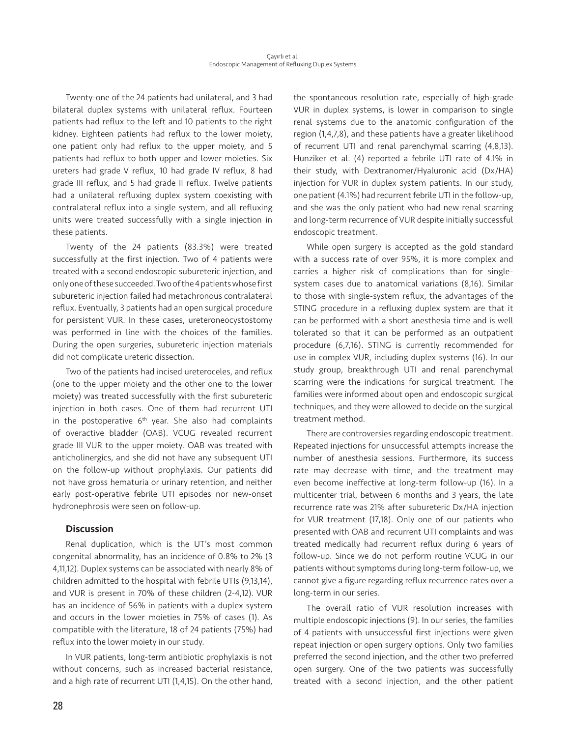Twenty-one of the 24 patients had unilateral, and 3 had bilateral duplex systems with unilateral reflux. Fourteen patients had reflux to the left and 10 patients to the right kidney. Eighteen patients had reflux to the lower moiety, one patient only had reflux to the upper moiety, and 5 patients had reflux to both upper and lower moieties. Six ureters had grade V reflux, 10 had grade IV reflux, 8 had grade III reflux, and 5 had grade II reflux. Twelve patients had a unilateral refluxing duplex system coexisting with contralateral reflux into a single system, and all refluxing units were treated successfully with a single injection in these patients.

Twenty of the 24 patients (83.3%) were treated successfully at the first injection. Two of 4 patients were treated with a second endoscopic subureteric injection, and only one of these succeeded. Two of the 4 patients whose first subureteric injection failed had metachronous contralateral reflux. Eventually, 3 patients had an open surgical procedure for persistent VUR. In these cases, ureteroneocystostomy was performed in line with the choices of the families. During the open surgeries, subureteric injection materials did not complicate ureteric dissection.

Two of the patients had incised ureteroceles, and reflux (one to the upper moiety and the other one to the lower moiety) was treated successfully with the first subureteric injection in both cases. One of them had recurrent UTI in the postoperative 6th year. She also had complaints of overactive bladder (OAB). VCUG revealed recurrent grade III VUR to the upper moiety. OAB was treated with anticholinergics, and she did not have any subsequent UTI on the follow-up without prophylaxis. Our patients did not have gross hematuria or urinary retention, and neither early post-operative febrile UTI episodes nor new-onset hydronephrosis were seen on follow-up.

## Discussion

Renal duplication, which is the UT's most common congenital abnormality, has an incidence of 0.8% to 2% (3 4,11,12). Duplex systems can be associated with nearly 8% of children admitted to the hospital with febrile UTIs (9,13,14), and VUR is present in 70% of these children (2-4,12). VUR has an incidence of 56% in patients with a duplex system and occurs in the lower moieties in 75% of cases (1). As compatible with the literature, 18 of 24 patients (75%) had reflux into the lower moiety in our study.

In VUR patients, long-term antibiotic prophylaxis is not without concerns, such as increased bacterial resistance, and a high rate of recurrent UTI (1,4,15). On the other hand, the spontaneous resolution rate, especially of high-grade VUR in duplex systems, is lower in comparison to single renal systems due to the anatomic configuration of the region (1,4,7,8), and these patients have a greater likelihood of recurrent UTI and renal parenchymal scarring (4,8,13). Hunziker et al. (4) reported a febrile UTI rate of 4.1% in their study, with Dextranomer/Hyaluronic acid (Dx/HA) injection for VUR in duplex system patients. In our study, one patient (4.1%) had recurrent febrile UTI in the follow-up, and she was the only patient who had new renal scarring and long-term recurrence of VUR despite initially successful endoscopic treatment.

While open surgery is accepted as the gold standard with a success rate of over 95%, it is more complex and carries a higher risk of complications than for single-system cases due to anatomical variations (8,16). Similar to those with single-system reflux, the advantages of the STING procedure in a refluxing duplex system are that it can be performed with a short anesthesia time and is well tolerated so that it can be performed as an outpatient procedure (6,7,16). STING is currently recommended for use in complex VUR, including duplex systems (16). In our study group, breakthrough UTI and renal parenchymal scarring were the indications for surgical treatment. The families were informed about open and endoscopic surgical techniques, and they were allowed to decide on the surgical treatment method.

There are controversies regarding endoscopic treatment. Repeated injections for unsuccessful attempts increase the number of anesthesia sessions. Furthermore, its success rate may decrease with time, and the treatment may even become ineffective at long-term follow-up (16). In a multicenter trial, between 6 months and 3 years, the late recurrence rate was 21% after subureteric Dx/HA injection for VUR treatment (17,18). Only one of our patients who presented with OAB and recurrent UTI complaints and was treated medically had recurrent reflux during 6 years of follow-up. Since we do not perform routine VCUG in our patients without symptoms during long-term follow-up, we cannot give a figure regarding reflux recurrence rates over a long-term in our series.

The overall ratio of VUR resolution increases with multiple endoscopic injections (9). In our series, the families of 4 patients with unsuccessful first injections were given repeat injection or open surgery options. Only two families preferred the second injection, and the other two preferred open surgery. One of the two patients was successfully treated with a second injection, and the other patient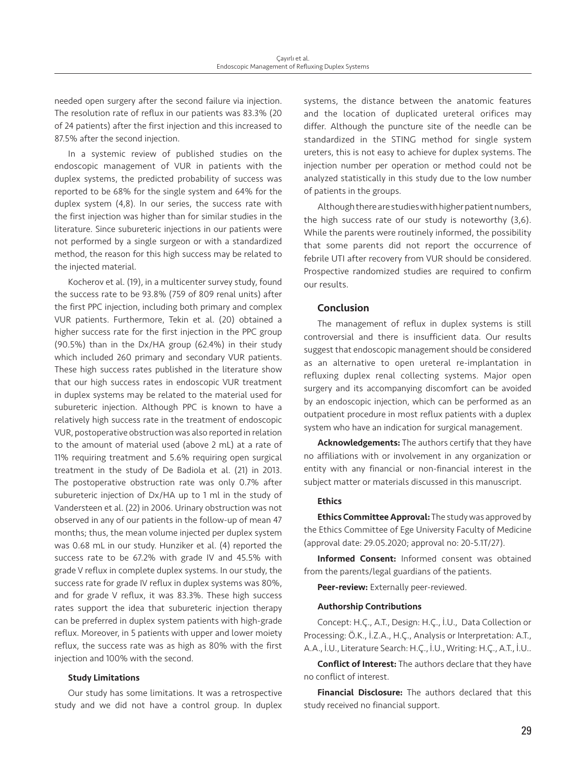needed open surgery after the second failure via injection. The resolution rate of reflux in our patients was 83.3% (20 of 24 patients) after the first injection and this increased to 87.5% after the second injection.

In a systemic review of published studies on the endoscopic management of VUR in patients with the duplex systems, the predicted probability of success was reported to be 68% for the single system and 64% for the duplex system (4,8). In our series, the success rate with the first injection was higher than for similar studies in the literature. Since subureteric injections in our patients were not performed by a single surgeon or with a standardized method, the reason for this high success may be related to the injected material.

Kocherov et al. (19), in a multicenter survey study, found the success rate to be 93.8% (759 of 809 renal units) after the first PPC injection, including both primary and complex VUR patients. Furthermore, Tekin et al. (20) obtained a higher success rate for the first injection in the PPC group (90.5%) than in the Dx/HA group (62.4%) in their study which included 260 primary and secondary VUR patients. These high success rates published in the literature show that our high success rates in endoscopic VUR treatment in duplex systems may be related to the material used for subureteric injection. Although PPC is known to have a relatively high success rate in the treatment of endoscopic VUR, postoperative obstruction was also reported in relation to the amount of material used (above 2 mL) at a rate of 11% requiring treatment and 5.6% requiring open surgical treatment in the study of De Badiola et al. (21) in 2013. The postoperative obstruction rate was only 0.7% after subureteric injection of Dx/HA up to 1 ml in the study of Vandersteen et al. (22) in 2006. Urinary obstruction was not observed in any of our patients in the follow-up of mean 47 months; thus, the mean volume injected per duplex system was 0.68 mL in our study. Hunziker et al. (4) reported the success rate to be 67.2% with grade IV and 45.5% with grade V reflux in complete duplex systems. In our study, the success rate for grade IV reflux in duplex systems was 80%, and for grade V reflux, it was 83.3%. These high success rates support the idea that subureteric injection therapy can be preferred in duplex system patients with high-grade reflux. Moreover, in 5 patients with upper and lower moiety reflux, the success rate was as high as 80% with the first injection and 100% with the second.

### Study Limitations

Our study has some limitations. It was a retrospective study and we did not have a control group. In duplex systems, the distance between the anatomic features and the location of duplicated ureteral orifices may differ. Although the puncture site of the needle can be standardized in the STING method for single system ureters, this is not easy to achieve for duplex systems. The injection number per operation or method could not be analyzed statistically in this study due to the low number of patients in the groups.

Although there are studies with higher patient numbers, the high success rate of our study is noteworthy (3,6). While the parents were routinely informed, the possibility that some parents did not report the occurrence of febrile UTI after recovery from VUR should be considered. Prospective randomized studies are required to confirm our results.

## Conclusion

The management of reflux in duplex systems is still controversial and there is insufficient data. Our results suggest that endoscopic management should be considered as an alternative to open ureteral re-implantation in refluxing duplex renal collecting systems. Major open surgery and its accompanying discomfort can be avoided by an endoscopic injection, which can be performed as an outpatient procedure in most reflux patients with a duplex system who have an indication for surgical management.

**Acknowledgements:** The authors certify that they have no affiliations with or involvement in any organization or entity with any financial or non-financial interest in the subject matter or materials discussed in this manuscript.

### Ethics

**Ethics Committee Approval:** The study was approved by the Ethics Committee of Ege University Faculty of Medicine (approval date: 29.05.2020; approval no: 20-5.1T/27).

**Informed Consent:** Informed consent was obtained from the parents/legal guardians of the patients.

**Peer-review:** Externally peer-reviewed.

### Authorship Contributions

Concept: H.Ç., A.T., Design: H.Ç., İ.U., Data Collection or Processing: Ö.K., İ.Z.A., H.Ç., Analysis or Interpretation: A.T., A.A., İ.U., Literature Search: H.Ç., İ.U., Writing: H.Ç., A.T., İ.U..

**Conflict of Interest:** The authors declare that they have no conflict of interest.

**Financial Disclosure:** The authors declared that this study received no financial support.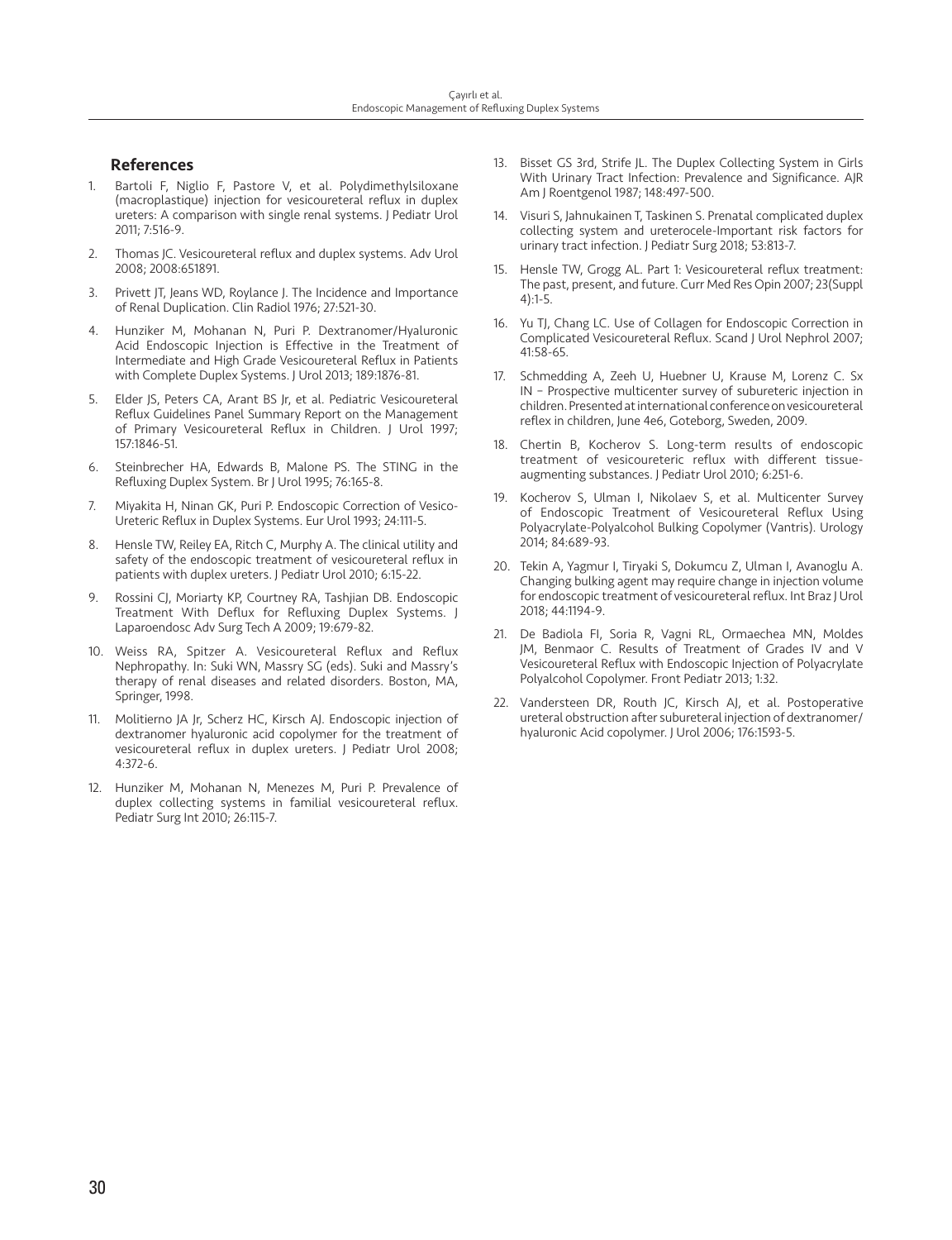## References

1. Bartoli F, Niglio F, Pastore V, et al. Polydimethylsiloxane (macroplastique) injection for vesicoureteral reflux in duplex ureters: A comparison with single renal systems. J Pediatr Urol 2011; 7:516-9.
2. Thomas JC. Vesicoureteral reflux and duplex systems. Adv Urol 2008; 2008:651891.
3. Privett JT, Jeans WD, Roylance J. The Incidence and Importance of Renal Duplication. Clin Radiol 1976; 27:521-30.
4. Hunziker M, Mohanan N, Puri P. Dextranomer/Hyaluronic Acid Endoscopic Injection is Effective in the Treatment of Intermediate and High Grade Vesicoureteral Reflux in Patients with Complete Duplex Systems. J Urol 2013; 189:1876-81.
5. Elder JS, Peters CA, Arant BS Jr, et al. Pediatric Vesicoureteral Reflux Guidelines Panel Summary Report on the Management of Primary Vesicoureteral Reflux in Children. J Urol 1997; 157:1846-51.
6. Steinbrecher HA, Edwards B, Malone PS. The STING in the Refluxing Duplex System. Br J Urol 1995; 76:165-8.
7. Miyakita H, Ninan GK, Puri P. Endoscopic Correction of Vesico-Ureteric Reflux in Duplex Systems. Eur Urol 1993; 24:111-5.
8. Hensle TW, Reiley EA, Ritch C, Murphy A. The clinical utility and safety of the endoscopic treatment of vesicoureteral reflux in patients with duplex ureters. J Pediatr Urol 2010; 6:15-22.
9. Rossini CJ, Moriarty KP, Courtney RA, Tashjian DB. Endoscopic Treatment With Deflux for Refluxing Duplex Systems. J Laparoendosc Adv Surg Tech A 2009; 19:679-82.
10. Weiss RA, Spitzer A. Vesicoureteral Reflux and Reflux Nephropathy. In: Suki WN, Massry SG (eds). Suki and Massry's therapy of renal diseases and related disorders. Boston, MA, Springer, 1998.
11. Molitierno JA Jr, Scherz HC, Kirsch AJ. Endoscopic injection of dextranomer hyaluronic acid copolymer for the treatment of vesicoureteral reflux in duplex ureters. J Pediatr Urol 2008; 4:372-6.
12. Hunziker M, Mohanan N, Menezes M, Puri P. Prevalence of duplex collecting systems in familial vesicoureteral reflux. Pediatr Surg Int 2010; 26:115-7.
13. Bisset GS 3rd, Strife JL. The Duplex Collecting System in Girls With Urinary Tract Infection: Prevalence and Significance. AJR Am J Roentgenol 1987; 148:497-500.
14. Visuri S, Jahnukainen T, Taskinen S. Prenatal complicated duplex collecting system and ureterocele-Important risk factors for urinary tract infection. J Pediatr Surg 2018; 53:813-7.
15. Hensle TW, Grogg AL. Part 1: Vesicoureteral reflux treatment: The past, present, and future. Curr Med Res Opin 2007; 23(Suppl 4):1-5.
16. Yu TJ, Chang LC. Use of Collagen for Endoscopic Correction in Complicated Vesicoureteral Reflux. Scand J Urol Nephrol 2007; 41:58-65.
17. Schmedding A, Zeeh U, Huebner U, Krause M, Lorenz C. Sx IN – Prospective multicenter survey of subureteric injection in children. Presented at international conference on vesicoureteral reflex in children, June 4e6, Goteborg, Sweden, 2009.
18. Chertin B, Kocherov S. Long-term results of endoscopic treatment of vesicoureteric reflux with different tissue-augmenting substances. J Pediatr Urol 2010; 6:251-6.
19. Kocherov S, Ulman I, Nikolaev S, et al. Multicenter Survey of Endoscopic Treatment of Vesicoureteral Reflux Using Polyacrylate-Polyalcohol Bulking Copolymer (Vantris). Urology 2014; 84:689-93.
20. Tekin A, Yagmur I, Tiryaki S, Dokumcu Z, Ulman I, Avanoglu A. Changing bulking agent may require change in injection volume for endoscopic treatment of vesicoureteral reflux. Int Braz J Urol 2018; 44:1194-9.
21. De Badiola FI, Soria R, Vagni RL, Ormaechea MN, Moldes JM, Benmaor C. Results of Treatment of Grades IV and V Vesicoureteral Reflux with Endoscopic Injection of Polyacrylate Polyalcohol Copolymer. Front Pediatr 2013; 1:32.
22. Vandersteen DR, Routh JC, Kirsch AJ, et al. Postoperative ureteral obstruction after subureteral injection of dextranomer/hyaluronic Acid copolymer. J Urol 2006; 176:1593-5.